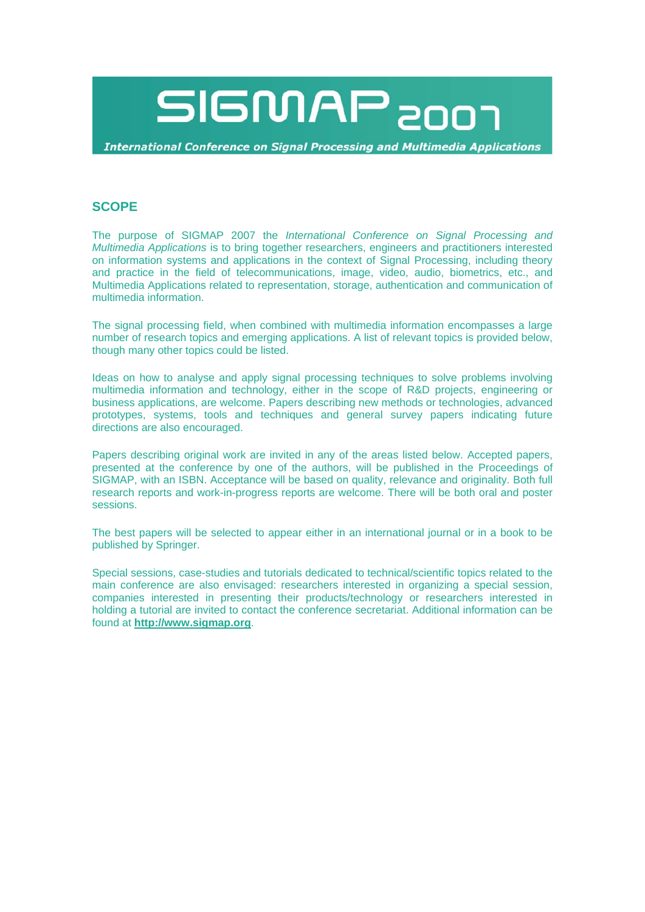# SIGMAP 2007

*International Conference on Signal Processing and Multimedia Applications*

## SCOPE

The purpose of SIGMAP 2007 the *International Conference on Signal Processing and Multimedia Applications* is to bring together researchers, engineers and practitioners interested on information systems and applications in the context of Signal Processing, including theory and practice in the field of telecommunications, image, video, audio, biometrics, etc., and Multimedia Applications related to representation, storage, authentication and communication of multimedia information.

The signal processing field, when combined with multimedia information encompasses a large number of research topics and emerging applications. A list of relevant topics is provided below, though many other topics could be listed.

Ideas on how to analyse and apply signal processing techniques to solve problems involving multimedia information and technology, either in the scope of R&D projects, engineering or business applications, are welcome. Papers describing new methods or technologies, advanced prototypes, systems, tools and techniques and general survey papers indicating future directions are also encouraged.

Papers describing original work are invited in any of the areas listed below. Accepted papers, presented at the conference by one of the authors, will be published in the Proceedings of SIGMAP, with an ISBN. Acceptance will be based on quality, relevance and originality. Both full research reports and work-in-progress reports are welcome. There will be both oral and poster sessions.

The best papers will be selected to appear either in an international journal or in a book to be published by Springer.

Special sessions, case-studies and tutorials dedicated to technical/scientific topics related to the main conference are also envisaged: researchers interested in organizing a special session, companies interested in presenting their products/technology or researchers interested in holding a tutorial are invited to contact the conference secretariat. Additional information can be found at **http://www.sigmap.org**.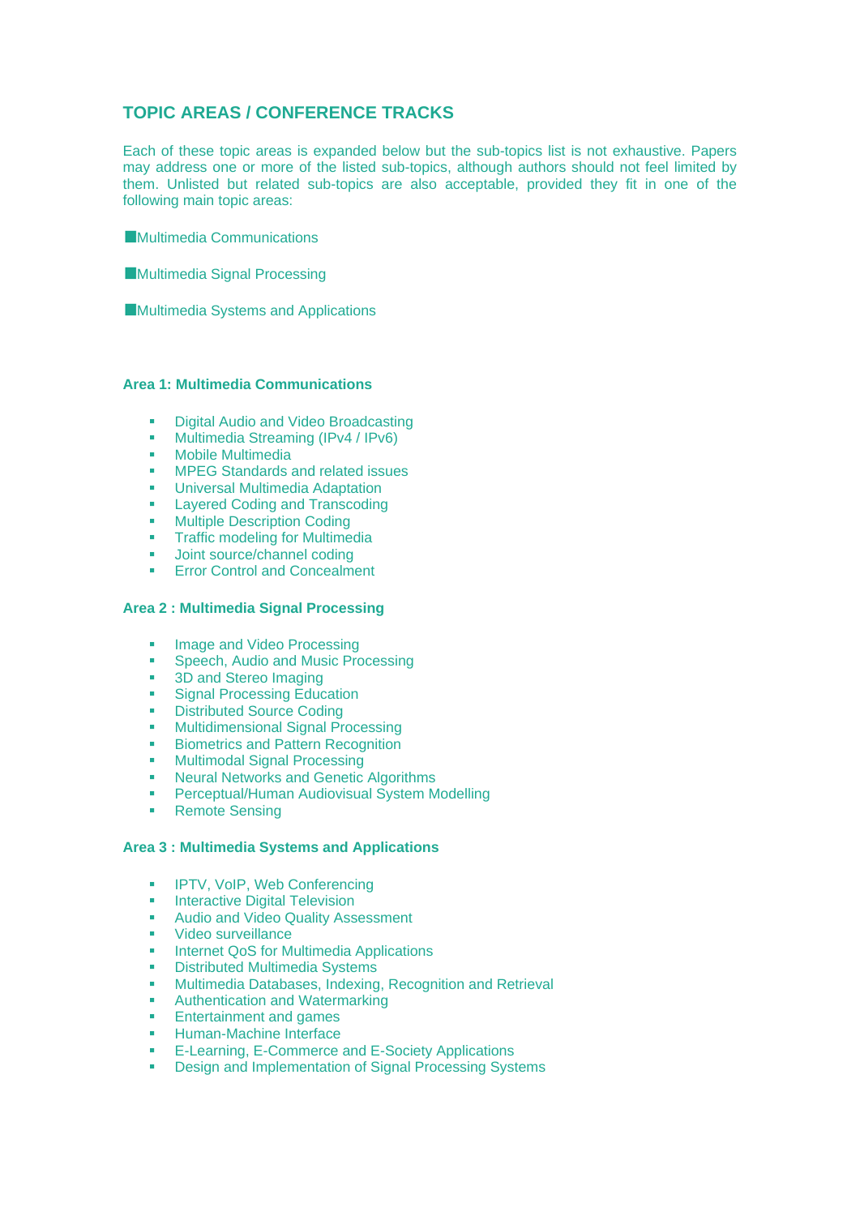## TOPIC AREAS / CONFERENCE TRACKS

Each of these topic areas is expanded below but the sub-topics list is not exhaustive. Papers may address one or more of the listed sub-topics, although authors should not feel limited by them. Unlisted but related sub-topics are also acceptable, provided they fit in one of the following main topic areas:

- Multimedia Communications
- Multimedia Signal Processing
- Multimedia Systems and Applications

### Area 1: Multimedia Communications

- Digital Audio and Video Broadcasting
- Multimedia Streaming (IPv4 / IPv6)
- Mobile Multimedia
- MPEG Standards and related issues
- Universal Multimedia Adaptation
- Layered Coding and Transcoding
- Multiple Description Coding
- Traffic modeling for Multimedia
- Joint source/channel coding
- Error Control and Concealment

### Area 2 : Multimedia Signal Processing

- Image and Video Processing
- Speech, Audio and Music Processing
- 3D and Stereo Imaging
- Signal Processing Education
- Distributed Source Coding
- Multidimensional Signal Processing
- Biometrics and Pattern Recognition
- Multimodal Signal Processing
- Neural Networks and Genetic Algorithms
- Perceptual/Human Audiovisual System Modelling
- Remote Sensing

### Area 3 : Multimedia Systems and Applications

- IPTV, VoIP, Web Conferencing
- Interactive Digital Television
- Audio and Video Quality Assessment
- Video surveillance
- Internet QoS for Multimedia Applications
- Distributed Multimedia Systems
- Multimedia Databases, Indexing, Recognition and Retrieval
- Authentication and Watermarking
- Entertainment and games
- Human-Machine Interface
- E-Learning, E-Commerce and E-Society Applications
- Design and Implementation of Signal Processing Systems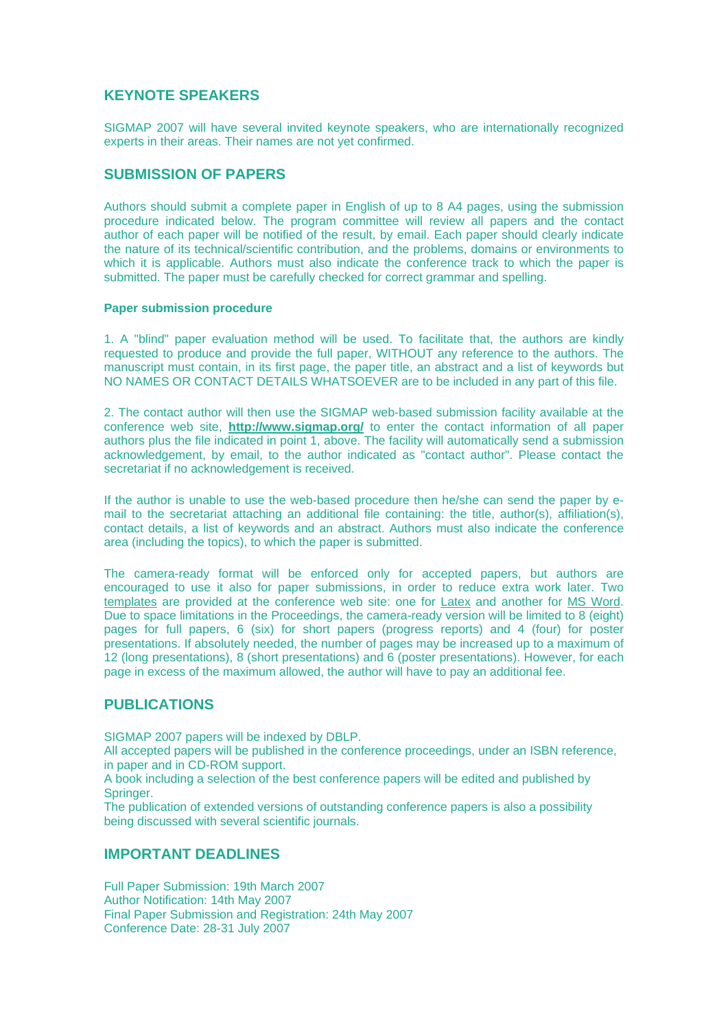## KEYNOTE SPEAKERS

SIGMAP 2007 will have several invited keynote speakers, who are internationally recognized experts in their areas. Their names are not yet confirmed.

## SUBMISSION OF PAPERS

Authors should submit a complete paper in English of up to 8 A4 pages, using the submission procedure indicated below. The program committee will review all papers and the contact author of each paper will be notified of the result, by email. Each paper should clearly indicate the nature of its technical/scientific contribution, and the problems, domains or environments to which it is applicable. Authors must also indicate the conference track to which the paper is submitted. The paper must be carefully checked for correct grammar and spelling.

### Paper submission procedure

1. A "blind" paper evaluation method will be used. To facilitate that, the authors are kindly requested to produce and provide the full paper, WITHOUT any reference to the authors. The manuscript must contain, in its first page, the paper title, an abstract and a list of keywords but NO NAMES OR CONTACT DETAILS WHATSOEVER are to be included in any part of this file.

2. The contact author will then use the SIGMAP web-based submission facility available at the conference web site, **http://www.sigmap.org/** to enter the contact information of all paper authors plus the file indicated in point 1, above. The facility will automatically send a submission acknowledgement, by email, to the author indicated as "contact author". Please contact the secretariat if no acknowledgement is received.

If the author is unable to use the web-based procedure then he/she can send the paper by e-mail to the secretariat attaching an additional file containing: the title, author(s), affiliation(s), contact details, a list of keywords and an abstract. Authors must also indicate the conference area (including the topics), to which the paper is submitted.

The camera-ready format will be enforced only for accepted papers, but authors are encouraged to use it also for paper submissions, in order to reduce extra work later. Two templates are provided at the conference web site: one for Latex and another for MS Word. Due to space limitations in the Proceedings, the camera-ready version will be limited to 8 (eight) pages for full papers, 6 (six) for short papers (progress reports) and 4 (four) for poster presentations. If absolutely needed, the number of pages may be increased up to a maximum of 12 (long presentations), 8 (short presentations) and 6 (poster presentations). However, for each page in excess of the maximum allowed, the author will have to pay an additional fee.

## PUBLICATIONS

SIGMAP 2007 papers will be indexed by DBLP.
All accepted papers will be published in the conference proceedings, under an ISBN reference, in paper and in CD-ROM support.
A book including a selection of the best conference papers will be edited and published by Springer.
The publication of extended versions of outstanding conference papers is also a possibility being discussed with several scientific journals.

## IMPORTANT DEADLINES

Full Paper Submission: 19th March 2007
Author Notification: 14th May 2007
Final Paper Submission and Registration: 24th May 2007
Conference Date: 28-31 July 2007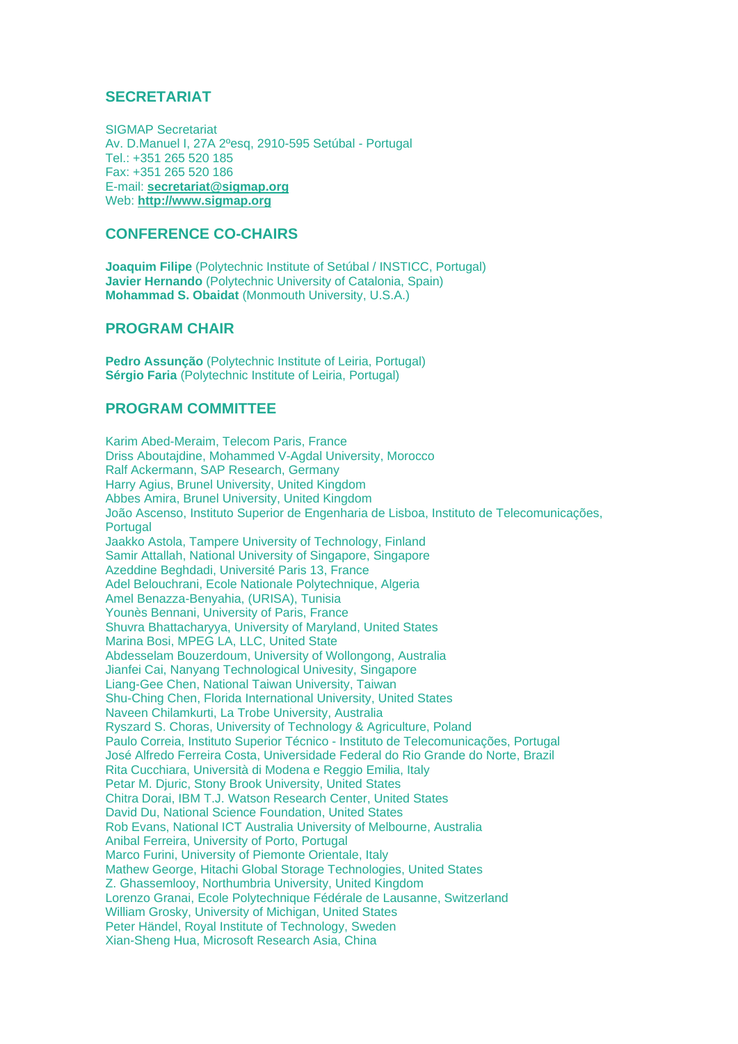## SECRETARIAT

SIGMAP Secretariat
Av. D.Manuel I, 27A 2ºesq, 2910-595 Setúbal - Portugal
Tel.: +351 265 520 185
Fax: +351 265 520 186
E-mail: **secretariat@sigmap.org**
Web: **http://www.sigmap.org**

## CONFERENCE CO-CHAIRS

**Joaquim Filipe** (Polytechnic Institute of Setúbal / INSTICC, Portugal)
**Javier Hernando** (Polytechnic University of Catalonia, Spain)
**Mohammad S. Obaidat** (Monmouth University, U.S.A.)

## PROGRAM CHAIR

**Pedro Assunção** (Polytechnic Institute of Leiria, Portugal)
**Sérgio Faria** (Polytechnic Institute of Leiria, Portugal)

## PROGRAM COMMITTEE

Karim Abed-Meraim, Telecom Paris, France
Driss Aboutajdine, Mohammed V-Agdal University, Morocco
Ralf Ackermann, SAP Research, Germany
Harry Agius, Brunel University, United Kingdom
Abbes Amira, Brunel University, United Kingdom
João Ascenso, Instituto Superior de Engenharia de Lisboa, Instituto de Telecomunicações, Portugal
Jaakko Astola, Tampere University of Technology, Finland
Samir Attallah, National University of Singapore, Singapore
Azeddine Beghdadi, Université Paris 13, France
Adel Belouchrani, Ecole Nationale Polytechnique, Algeria
Amel Benazza-Benyahia, (URISA), Tunisia
Younès Bennani, University of Paris, France
Shuvra Bhattacharyya, University of Maryland, United States
Marina Bosi, MPEG LA, LLC, United State
Abdesselam Bouzerdoum, University of Wollongong, Australia
Jianfei Cai, Nanyang Technological Univesity, Singapore
Liang-Gee Chen, National Taiwan University, Taiwan
Shu-Ching Chen, Florida International University, United States
Naveen Chilamkurti, La Trobe University, Australia
Ryszard S. Choras, University of Technology & Agriculture, Poland
Paulo Correia, Instituto Superior Técnico - Instituto de Telecomunicações, Portugal
José Alfredo Ferreira Costa, Universidade Federal do Rio Grande do Norte, Brazil
Rita Cucchiara, Università di Modena e Reggio Emilia, Italy
Petar M. Djuric, Stony Brook University, United States
Chitra Dorai, IBM T.J. Watson Research Center, United States
David Du, National Science Foundation, United States
Rob Evans, National ICT Australia University of Melbourne, Australia
Anibal Ferreira, University of Porto, Portugal
Marco Furini, University of Piemonte Orientale, Italy
Mathew George, Hitachi Global Storage Technologies, United States
Z. Ghassemlooy, Northumbria University, United Kingdom
Lorenzo Granai, Ecole Polytechnique Fédérale de Lausanne, Switzerland
William Grosky, University of Michigan, United States
Peter Händel, Royal Institute of Technology, Sweden
Xian-Sheng Hua, Microsoft Research Asia, China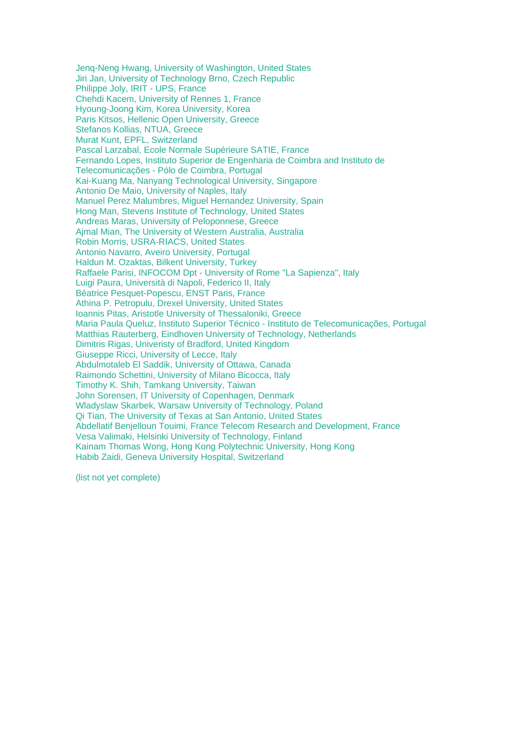Jenq-Neng Hwang, University of Washington, United States
Jiri Jan, University of Technology Brno, Czech Republic
Philippe Joly, IRIT - UPS, France
Chehdi Kacem, University of Rennes 1, France
Hyoung-Joong Kim, Korea University, Korea
Paris Kitsos, Hellenic Open University, Greece
Stefanos Kollias, NTUA, Greece
Murat Kunt, EPFL, Switzerland
Pascal Larzabal, Ecole Normale Supérieure SATIE, France
Fernando Lopes, Instituto Superior de Engenharia de Coimbra and Instituto de Telecomunicações - Pólo de Coimbra, Portugal
Kai-Kuang Ma, Nanyang Technological University, Singapore
Antonio De Maio, University of Naples, Italy
Manuel Perez Malumbres, Miguel Hernandez University, Spain
Hong Man, Stevens Institute of Technology, United States
Andreas Maras, University of Peloponnese, Greece
Ajmal Mian, The University of Western Australia, Australia
Robin Morris, USRA-RIACS, United States
Antonio Navarro, Aveiro University, Portugal
Haldun M. Ozaktas, Bilkent University, Turkey
Raffaele Parisi, INFOCOM Dpt - University of Rome "La Sapienza", Italy
Luigi Paura, Università di Napoli, Federico II, Italy
Béatrice Pesquet-Popescu, ENST Paris, France
Athina P. Petropulu, Drexel University, United States
Ioannis Pitas, Aristotle University of Thessaloniki, Greece
Maria Paula Queluz, Instituto Superior Técnico - Instituto de Telecomunicações, Portugal
Matthias Rauterberg, Eindhoven University of Technology, Netherlands
Dimitris Rigas, Univeristy of Bradford, United Kingdom
Giuseppe Ricci, University of Lecce, Italy
Abdulmotaleb El Saddik, University of Ottawa, Canada
Raimondo Schettini, University of Milano Bicocca, Italy
Timothy K. Shih, Tamkang University, Taiwan
John Sorensen, IT University of Copenhagen, Denmark
Wladyslaw Skarbek, Warsaw University of Technology, Poland
Qi Tian, The University of Texas at San Antonio, United States
Abdellatif Benjelloun Touimi, France Telecom Research and Development, France
Vesa Valimaki, Helsinki University of Technology, Finland
Kainam Thomas Wong, Hong Kong Polytechnic University, Hong Kong
Habib Zaidi, Geneva University Hospital, Switzerland

(list not yet complete)